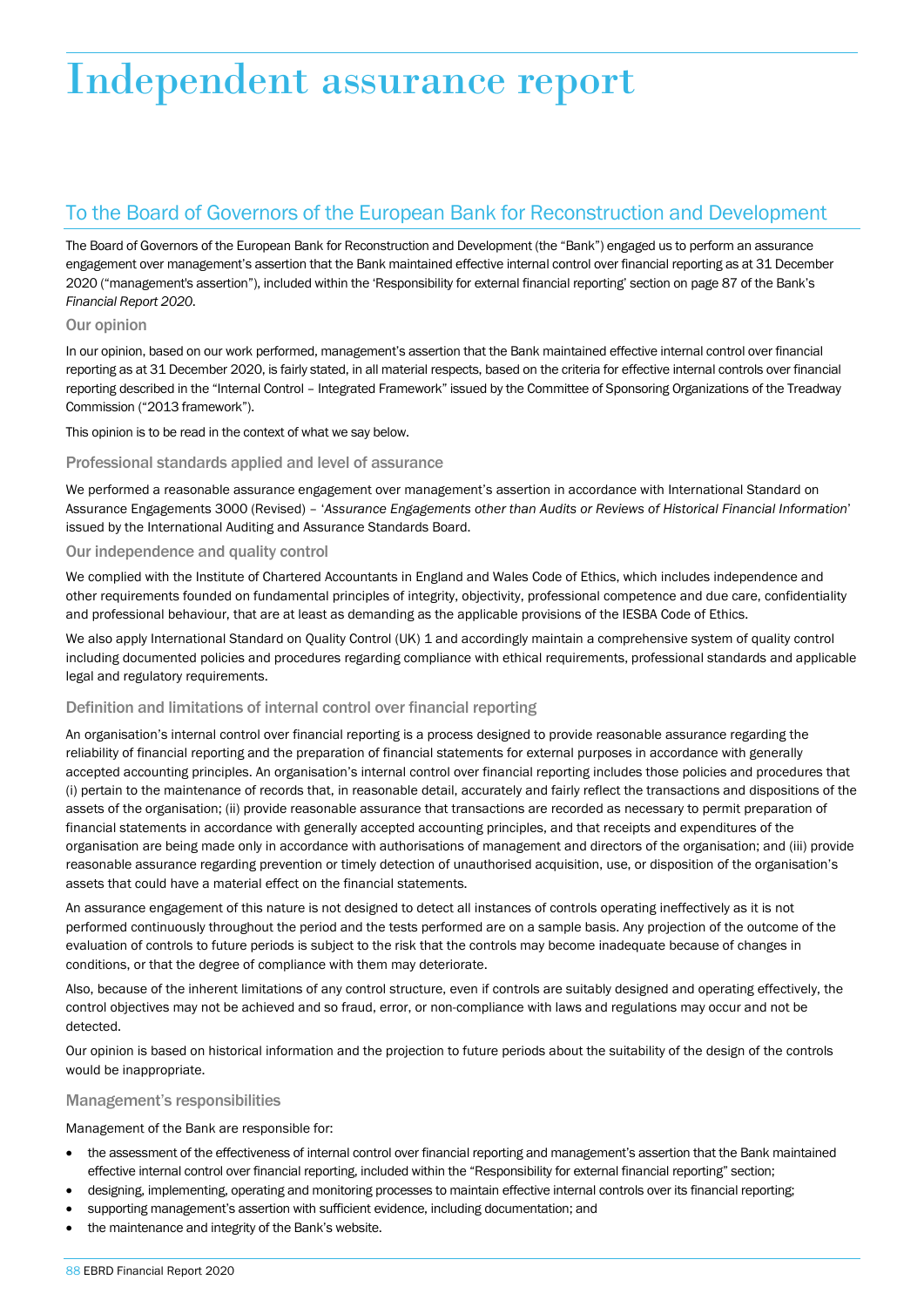# Independent assurance report

## To the Board of Governors of the European Bank for Reconstruction and Development

The Board of Governors of the European Bank for Reconstruction and Development (the "Bank") engaged us to perform an assurance engagement over management's assertion that the Bank maintained effective internal control over financial reporting as at 31 December 2020 ("management's assertion"), included within the 'Responsibility for external financial reporting' section on page 87 of the Bank's *Financial Report 2020*.

### Our opinion

In our opinion, based on our work performed, management's assertion that the Bank maintained effective internal control over financial reporting as at 31 December 2020, is fairly stated, in all material respects, based on the criteria for effective internal controls over financial reporting described in the "Internal Control – Integrated Framework" issued by the Committee of Sponsoring Organizations of the Treadway Commission ("2013 framework").

This opinion is to be read in the context of what we say below.

### Professional standards applied and level of assurance

We performed a reasonable assurance engagement over management's assertion in accordance with International Standard on Assurance Engagements 3000 (Revised) – '*Assurance Engagements other than Audits or Reviews of Historical Financial Information*' issued by the International Auditing and Assurance Standards Board.

### Our independence and quality control

We complied with the Institute of Chartered Accountants in England and Wales Code of Ethics, which includes independence and other requirements founded on fundamental principles of integrity, objectivity, professional competence and due care, confidentiality and professional behaviour, that are at least as demanding as the applicable provisions of the IESBA Code of Ethics.

We also apply International Standard on Quality Control (UK) 1 and accordingly maintain a comprehensive system of quality control including documented policies and procedures regarding compliance with ethical requirements, professional standards and applicable legal and regulatory requirements.

### Definition and limitations of internal control over financial reporting

An organisation's internal control over financial reporting is a process designed to provide reasonable assurance regarding the reliability of financial reporting and the preparation of financial statements for external purposes in accordance with generally accepted accounting principles. An organisation's internal control over financial reporting includes those policies and procedures that (i) pertain to the maintenance of records that, in reasonable detail, accurately and fairly reflect the transactions and dispositions of the assets of the organisation; (ii) provide reasonable assurance that transactions are recorded as necessary to permit preparation of financial statements in accordance with generally accepted accounting principles, and that receipts and expenditures of the organisation are being made only in accordance with authorisations of management and directors of the organisation; and (iii) provide reasonable assurance regarding prevention or timely detection of unauthorised acquisition, use, or disposition of the organisation's assets that could have a material effect on the financial statements.

An assurance engagement of this nature is not designed to detect all instances of controls operating ineffectively as it is not performed continuously throughout the period and the tests performed are on a sample basis. Any projection of the outcome of the evaluation of controls to future periods is subject to the risk that the controls may become inadequate because of changes in conditions, or that the degree of compliance with them may deteriorate.

Also, because of the inherent limitations of any control structure, even if controls are suitably designed and operating effectively, the control objectives may not be achieved and so fraud, error, or non-compliance with laws and regulations may occur and not be detected.

Our opinion is based on historical information and the projection to future periods about the suitability of the design of the controls would be inappropriate.

### Management's responsibilities

Management of the Bank are responsible for:

- the assessment of the effectiveness of internal control over financial reporting and management's assertion that the Bank maintained effective internal control over financial reporting, included within the "Responsibility for external financial reporting" section;
- designing, implementing, operating and monitoring processes to maintain effective internal controls over its financial reporting;
- supporting management's assertion with sufficient evidence, including documentation; and
- the maintenance and integrity of the Bank's website.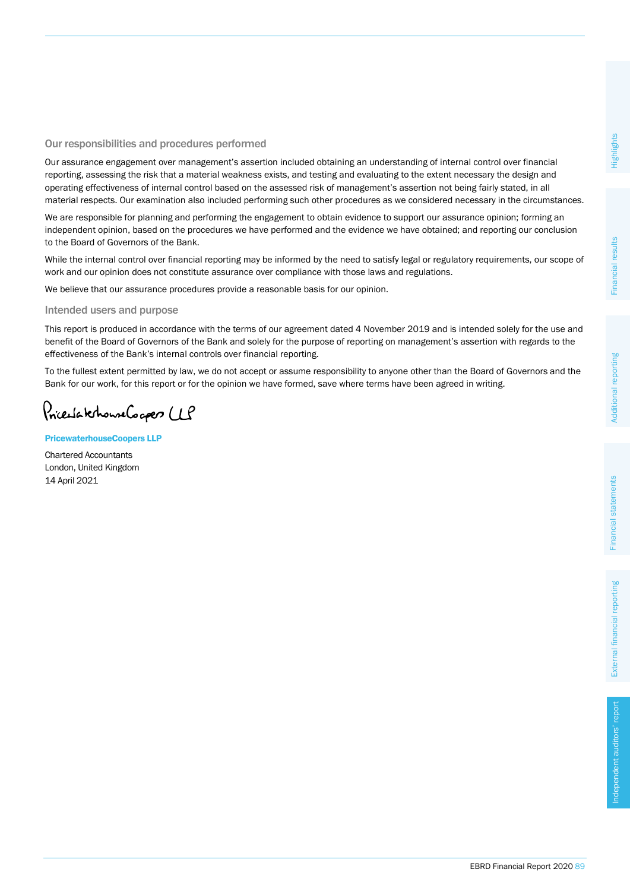## Our responsibilities and procedures performed

Our assurance engagement over management's assertion included obtaining an understanding of internal control over financial reporting, assessing the risk that a material weakness exists, and testing and evaluating to the extent necessary the design and operating effectiveness of internal control based on the assessed risk of management's assertion not being fairly stated, in all material respects. Our examination also included performing such other procedures as we considered necessary in the circumstances.

We are responsible for planning and performing the engagement to obtain evidence to support our assurance opinion; forming an independent opinion, based on the procedures we have performed and the evidence we have obtained; and reporting our conclusion to the Board of Governors of the Bank.

While the internal control over financial reporting may be informed by the need to satisfy legal or regulatory requirements, our scope of work and our opinion does not constitute assurance over compliance with those laws and regulations.

We believe that our assurance procedures provide a reasonable basis for our opinion.

## Intended users and purpose

This report is produced in accordance with the terms of our agreement dated 4 November 2019 and is intended solely for the use and benefit of the Board of Governors of the Bank and solely for the purpose of reporting on management's assertion with regards to the effectiveness of the Bank's internal controls over financial reporting.

To the fullest extent permitted by law, we do not accept or assume responsibility to anyone other than the Board of Governors and the Bank for our work, for this report or for the opinion we have formed, save where terms have been agreed in writing.

PricewaterhouseCoopers LLP

**PricewaterhouseCoopers LLP**

Chartered Accountants
London, United Kingdom
14 April 2021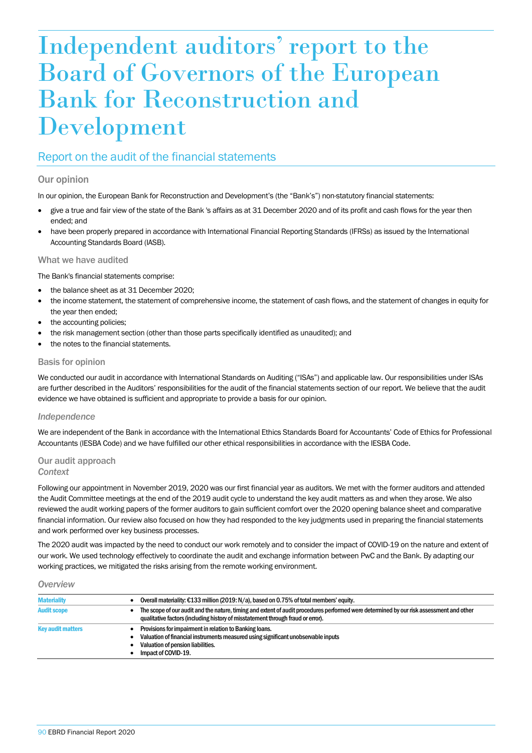# Independent auditors' report to the Board of Governors of the European Bank for Reconstruction and Development

## Report on the audit of the financial statements

### Our opinion

In our opinion, the European Bank for Reconstruction and Development's (the "Bank's") non-statutory financial statements:

- give a true and fair view of the state of the Bank 's affairs as at 31 December 2020 and of its profit and cash flows for the year then ended; and
- have been properly prepared in accordance with International Financial Reporting Standards (IFRSs) as issued by the International Accounting Standards Board (IASB).

### What we have audited

The Bank's financial statements comprise:

- the balance sheet as at 31 December 2020;
- the income statement, the statement of comprehensive income, the statement of cash flows, and the statement of changes in equity for the year then ended;
- the accounting policies;
- the risk management section (other than those parts specifically identified as unaudited); and
- the notes to the financial statements.

### Basis for opinion

We conducted our audit in accordance with International Standards on Auditing ("ISAs") and applicable law. Our responsibilities under ISAs are further described in the Auditors' responsibilities for the audit of the financial statements section of our report. We believe that the audit evidence we have obtained is sufficient and appropriate to provide a basis for our opinion.

#### *Independence*

We are independent of the Bank in accordance with the International Ethics Standards Board for Accountants' Code of Ethics for Professional Accountants (IESBA Code) and we have fulfilled our other ethical responsibilities in accordance with the IESBA Code.

### Our audit approach

#### *Context*

Following our appointment in November 2019, 2020 was our first financial year as auditors. We met with the former auditors and attended the Audit Committee meetings at the end of the 2019 audit cycle to understand the key audit matters as and when they arose. We also reviewed the audit working papers of the former auditors to gain sufficient comfort over the 2020 opening balance sheet and comparative financial information. Our review also focused on how they had responded to the key judgments used in preparing the financial statements and work performed over key business processes.

The 2020 audit was impacted by the need to conduct our work remotely and to consider the impact of COVID-19 on the nature and extent of our work. We used technology effectively to coordinate the audit and exchange information between PwC and the Bank. By adapting our working practices, we mitigated the risks arising from the remote working environment.

#### *Overview*

| | |
|---|---|
| **Materiality** | • Overall materiality: €133 million (2019: N/a), based on 0.75% of total members' equity. |
| **Audit scope** | • The scope of our audit and the nature, timing and extent of audit procedures performed were determined by our risk assessment and other qualitative factors (including history of misstatement through fraud or error). |
| **Key audit matters** | • Provisions for impairment in relation to Banking loans.<br>• Valuation of financial instruments measured using significant unobservable inputs<br>• Valuation of pension liabilities.<br>• Impact of COVID-19. |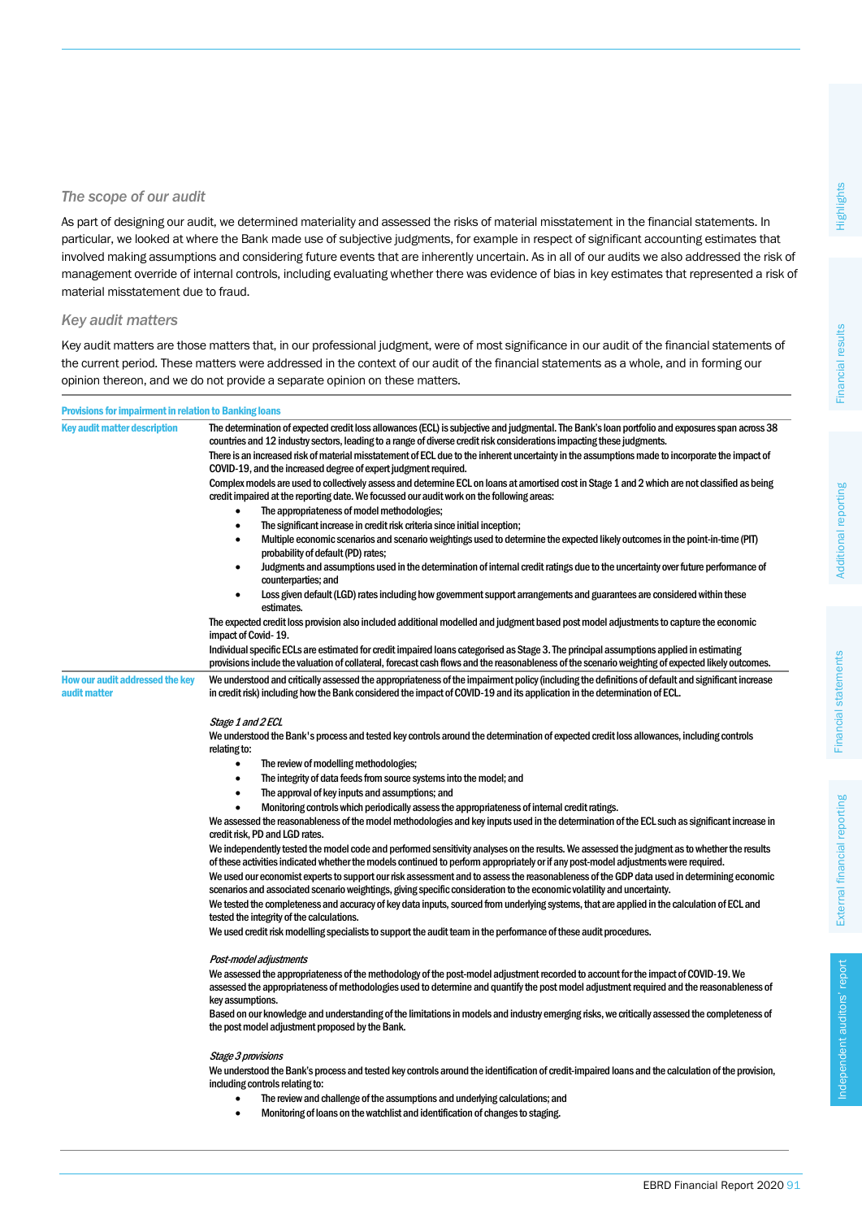### *The scope of our audit*

As part of designing our audit, we determined materiality and assessed the risks of material misstatement in the financial statements. In particular, we looked at where the Bank made use of subjective judgments, for example in respect of significant accounting estimates that involved making assumptions and considering future events that are inherently uncertain. As in all of our audits we also addressed the risk of management override of internal controls, including evaluating whether there was evidence of bias in key estimates that represented a risk of material misstatement due to fraud.

### *Key audit matters*

Key audit matters are those matters that, in our professional judgment, were of most significance in our audit of the financial statements of the current period. These matters were addressed in the context of our audit of the financial statements as a whole, and in forming our opinion thereon, and we do not provide a separate opinion on these matters.

**Provisions for impairment in relation to Banking loans**

**Key audit matter description**

The determination of expected credit loss allowances (ECL) is subjective and judgmental. The Bank's loan portfolio and exposures span across 38 countries and 12 industry sectors, leading to a range of diverse credit risk considerations impacting these judgments.

There is an increased risk of material misstatement of ECL due to the inherent uncertainty in the assumptions made to incorporate the impact of COVID-19, and the increased degree of expert judgment required.

Complex models are used to collectively assess and determine ECL on loans at amortised cost in Stage 1 and 2 which are not classified as being credit impaired at the reporting date. We focussed our audit work on the following areas:

- The appropriateness of model methodologies;
- The significant increase in credit risk criteria since initial inception;
- Multiple economic scenarios and scenario weightings used to determine the expected likely outcomes in the point-in-time (PIT) probability of default (PD) rates;
- Judgments and assumptions used in the determination of internal credit ratings due to the uncertainty over future performance of counterparties; and
- Loss given default (LGD) rates including how government support arrangements and guarantees are considered within these estimates.

The expected credit loss provision also included additional modelled and judgment based post model adjustments to capture the economic impact of Covid- 19.

Individual specific ECLs are estimated for credit impaired loans categorised as Stage 3. The principal assumptions applied in estimating provisions include the valuation of collateral, forecast cash flows and the reasonableness of the scenario weighting of expected likely outcomes.

**How our audit addressed the key audit matter**

We understood and critically assessed the appropriateness of the impairment policy (including the definitions of default and significant increase in credit risk) including how the Bank considered the impact of COVID-19 and its application in the determination of ECL.

*Stage 1 and 2 ECL*

We understood the Bank's process and tested key controls around the determination of expected credit loss allowances, including controls relating to:

- The review of modelling methodologies;
- The integrity of data feeds from source systems into the model; and
- The approval of key inputs and assumptions; and
- Monitoring controls which periodically assess the appropriateness of internal credit ratings.

We assessed the reasonableness of the model methodologies and key inputs used in the determination of the ECL such as significant increase in credit risk, PD and LGD rates.

We independently tested the model code and performed sensitivity analyses on the results. We assessed the judgment as to whether the results of these activities indicated whether the models continued to perform appropriately or if any post-model adjustments were required.

We used our economist experts to support our risk assessment and to assess the reasonableness of the GDP data used in determining economic scenarios and associated scenario weightings, giving specific consideration to the economic volatility and uncertainty.

We tested the completeness and accuracy of key data inputs, sourced from underlying systems, that are applied in the calculation of ECL and tested the integrity of the calculations.

We used credit risk modelling specialists to support the audit team in the performance of these audit procedures.

*Post-model adjustments*

We assessed the appropriateness of the methodology of the post-model adjustment recorded to account for the impact of COVID-19. We assessed the appropriateness of methodologies used to determine and quantify the post model adjustment required and the reasonableness of key assumptions.

Based on our knowledge and understanding of the limitations in models and industry emerging risks, we critically assessed the completeness of the post model adjustment proposed by the Bank.

*Stage 3 provisions*

We understood the Bank's process and tested key controls around the identification of credit-impaired loans and the calculation of the provision, including controls relating to:

- The review and challenge of the assumptions and underlying calculations; and
- Monitoring of loans on the watchlist and identification of changes to staging.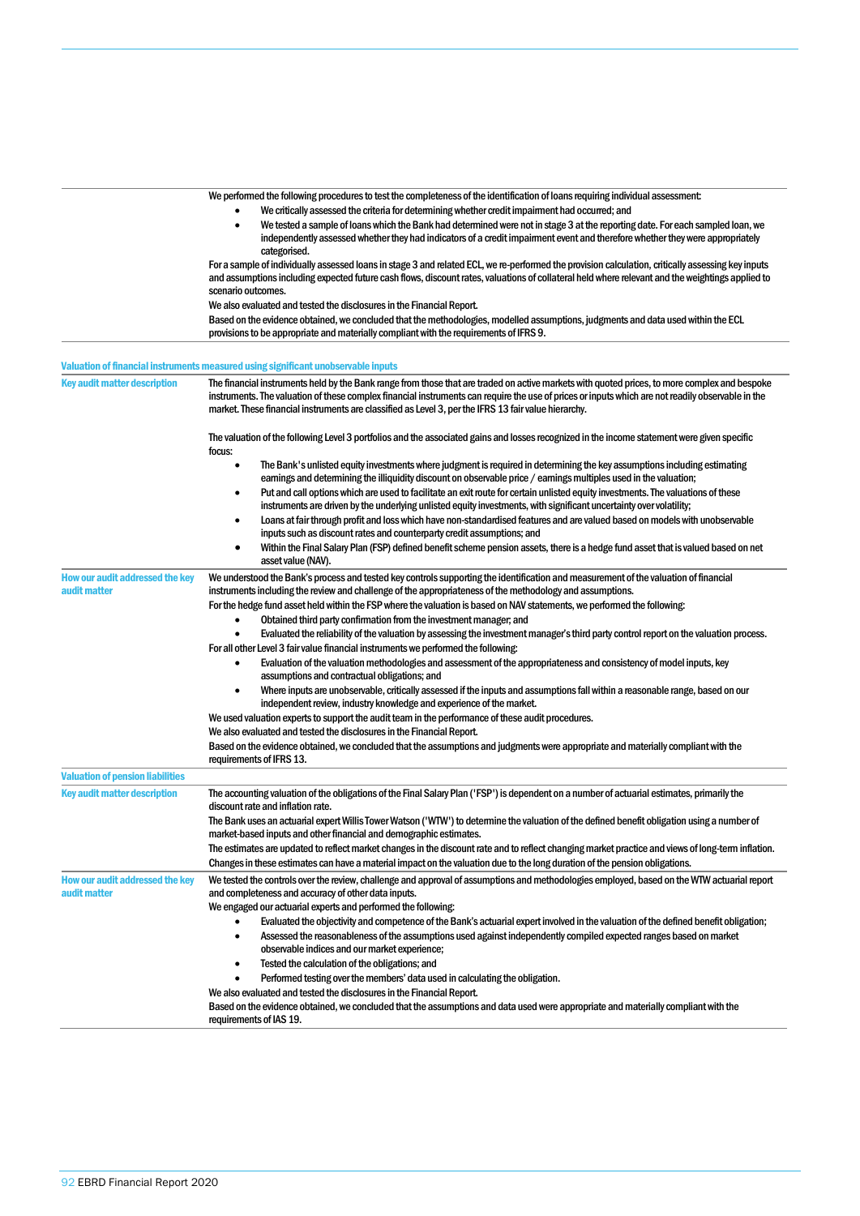| | |
|---|---|
| | We performed the following procedures to test the completeness of the identification of loans requiring individual assessment:<br>• We critically assessed the criteria for determining whether credit impairment had occurred; and<br>• We tested a sample of loans which the Bank had determined were not in stage 3 at the reporting date. For each sampled loan, we independently assessed whether they had indicators of a credit impairment event and therefore whether they were appropriately categorised.<br>For a sample of individually assessed loans in stage 3 and related ECL, we re-performed the provision calculation, critically assessing key inputs and assumptions including expected future cash flows, discount rates, valuations of collateral held where relevant and the weightings applied to scenario outcomes.<br>We also evaluated and tested the disclosures in the Financial Report.<br>Based on the evidence obtained, we concluded that the methodologies, modelled assumptions, judgments and data used within the ECL provisions to be appropriate and materially compliant with the requirements of IFRS 9. |

**Valuation of financial instruments measured using significant unobservable inputs**

| | |
|---|---|
| **Key audit matter description** | The financial instruments held by the Bank range from those that are traded on active markets with quoted prices, to more complex and bespoke instruments. The valuation of these complex financial instruments can require the use of prices or inputs which are not readily observable in the market. These financial instruments are classified as Level 3, per the IFRS 13 fair value hierarchy.<br><br>The valuation of the following Level 3 portfolios and the associated gains and losses recognized in the income statement were given specific focus:<br>• The Bank's unlisted equity investments where judgment is required in determining the key assumptions including estimating earnings and determining the illiquidity discount on observable price / earnings multiples used in the valuation;<br>• Put and call options which are used to facilitate an exit route for certain unlisted equity investments. The valuations of these instruments are driven by the underlying unlisted equity investments, with significant uncertainty over volatility;<br>• Loans at fair through profit and loss which have non-standardised features and are valued based on models with unobservable inputs such as discount rates and counterparty credit assumptions; and<br>• Within the Final Salary Plan (FSP) defined benefit scheme pension assets, there is a hedge fund asset that is valued based on net asset value (NAV). |
| **How our audit addressed the key audit matter** | We understood the Bank's process and tested key controls supporting the identification and measurement of the valuation of financial instruments including the review and challenge of the appropriateness of the methodology and assumptions.<br>For the hedge fund asset held within the FSP where the valuation is based on NAV statements, we performed the following:<br>• Obtained third party confirmation from the investment manager; and<br>• Evaluated the reliability of the valuation by assessing the investment manager's third party control report on the valuation process.<br>For all other Level 3 fair value financial instruments we performed the following:<br>• Evaluation of the valuation methodologies and assessment of the appropriateness and consistency of model inputs, key assumptions and contractual obligations; and<br>• Where inputs are unobservable, critically assessed if the inputs and assumptions fall within a reasonable range, based on our independent review, industry knowledge and experience of the market.<br>We used valuation experts to support the audit team in the performance of these audit procedures.<br>We also evaluated and tested the disclosures in the Financial Report.<br>Based on the evidence obtained, we concluded that the assumptions and judgments were appropriate and materially compliant with the requirements of IFRS 13. |

**Valuation of pension liabilities**

| | |
|---|---|
| **Key audit matter description** | The accounting valuation of the obligations of the Final Salary Plan ('FSP') is dependent on a number of actuarial estimates, primarily the discount rate and inflation rate.<br>The Bank uses an actuarial expert Willis Tower Watson ('WTW') to determine the valuation of the defined benefit obligation using a number of market-based inputs and other financial and demographic estimates.<br>The estimates are updated to reflect market changes in the discount rate and to reflect changing market practice and views of long-term inflation. Changes in these estimates can have a material impact on the valuation due to the long duration of the pension obligations. |
| **How our audit addressed the key audit matter** | We tested the controls over the review, challenge and approval of assumptions and methodologies employed, based on the WTW actuarial report and completeness and accuracy of other data inputs.<br>We engaged our actuarial experts and performed the following:<br>• Evaluated the objectivity and competence of the Bank's actuarial expert involved in the valuation of the defined benefit obligation;<br>• Assessed the reasonableness of the assumptions used against independently compiled expected ranges based on market observable indices and our market experience;<br>• Tested the calculation of the obligations; and<br>• Performed testing over the members' data used in calculating the obligation.<br>We also evaluated and tested the disclosures in the Financial Report.<br>Based on the evidence obtained, we concluded that the assumptions and data used were appropriate and materially compliant with the requirements of IAS 19. |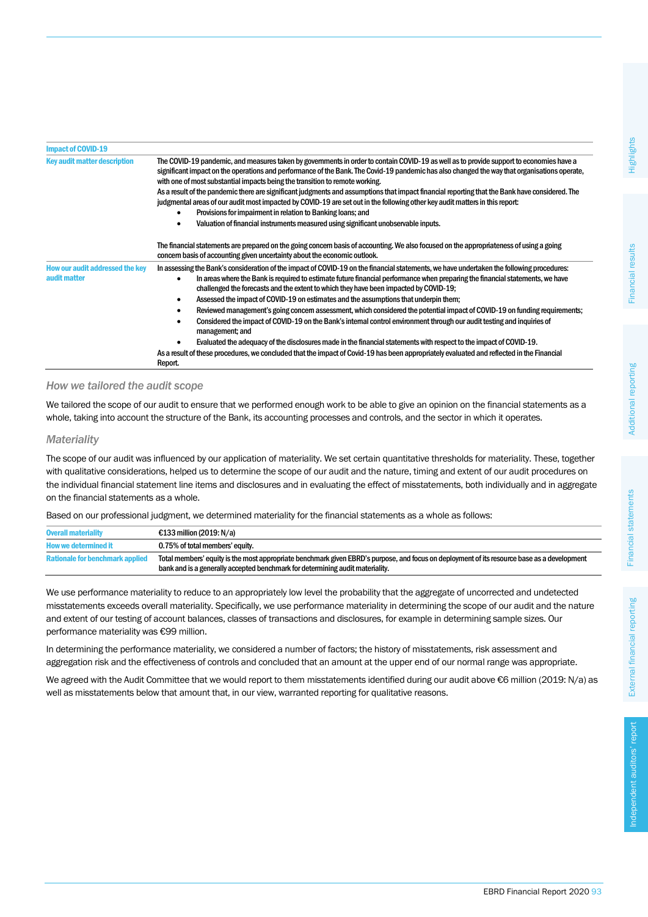| Impact of COVID-19 | |
|---|---|
| Key audit matter description | The COVID-19 pandemic, and measures taken by governments in order to contain COVID-19 as well as to provide support to economies have a significant impact on the operations and performance of the Bank. The Covid-19 pandemic has also changed the way that organisations operate, with one of most substantial impacts being the transition to remote working.<br>As a result of the pandemic there are significant judgments and assumptions that impact financial reporting that the Bank have considered. The judgmental areas of our audit most impacted by COVID-19 are set out in the following other key audit matters in this report:<br>• Provisions for impairment in relation to Banking loans; and<br>• Valuation of financial instruments measured using significant unobservable inputs.<br><br>The financial statements are prepared on the going concern basis of accounting. We also focused on the appropriateness of using a going concern basis of accounting given uncertainty about the economic outlook. |
| How our audit addressed the key audit matter | In assessing the Bank's consideration of the impact of COVID-19 on the financial statements, we have undertaken the following procedures:<br>• In areas where the Bank is required to estimate future financial performance when preparing the financial statements, we have challenged the forecasts and the extent to which they have been impacted by COVID-19;<br>• Assessed the impact of COVID-19 on estimates and the assumptions that underpin them;<br>• Reviewed management's going concern assessment, which considered the potential impact of COVID-19 on funding requirements;<br>• Considered the impact of COVID-19 on the Bank's internal control environment through our audit testing and inquiries of management; and<br>• Evaluated the adequacy of the disclosures made in the financial statements with respect to the impact of COVID-19.<br>As a result of these procedures, we concluded that the impact of Covid-19 has been appropriately evaluated and reflected in the Financial Report. |

### *How we tailored the audit scope*

We tailored the scope of our audit to ensure that we performed enough work to be able to give an opinion on the financial statements as a whole, taking into account the structure of the Bank, its accounting processes and controls, and the sector in which it operates.

### *Materiality*

The scope of our audit was influenced by our application of materiality. We set certain quantitative thresholds for materiality. These, together with qualitative considerations, helped us to determine the scope of our audit and the nature, timing and extent of our audit procedures on the individual financial statement line items and disclosures and in evaluating the effect of misstatements, both individually and in aggregate on the financial statements as a whole.

Based on our professional judgment, we determined materiality for the financial statements as a whole as follows:

| Overall materiality | €133 million (2019: N/a) |
|---|---|
| How we determined it | 0.75% of total members' equity. |
| Rationale for benchmark applied | Total members' equity is the most appropriate benchmark given EBRD's purpose, and focus on deployment of its resource base as a development bank and is a generally accepted benchmark for determining audit materiality. |

We use performance materiality to reduce to an appropriately low level the probability that the aggregate of uncorrected and undetected misstatements exceeds overall materiality. Specifically, we use performance materiality in determining the scope of our audit and the nature and extent of our testing of account balances, classes of transactions and disclosures, for example in determining sample sizes. Our performance materiality was €99 million.

In determining the performance materiality, we considered a number of factors; the history of misstatements, risk assessment and aggregation risk and the effectiveness of controls and concluded that an amount at the upper end of our normal range was appropriate.

We agreed with the Audit Committee that we would report to them misstatements identified during our audit above €6 million (2019: N/a) as well as misstatements below that amount that, in our view, warranted reporting for qualitative reasons.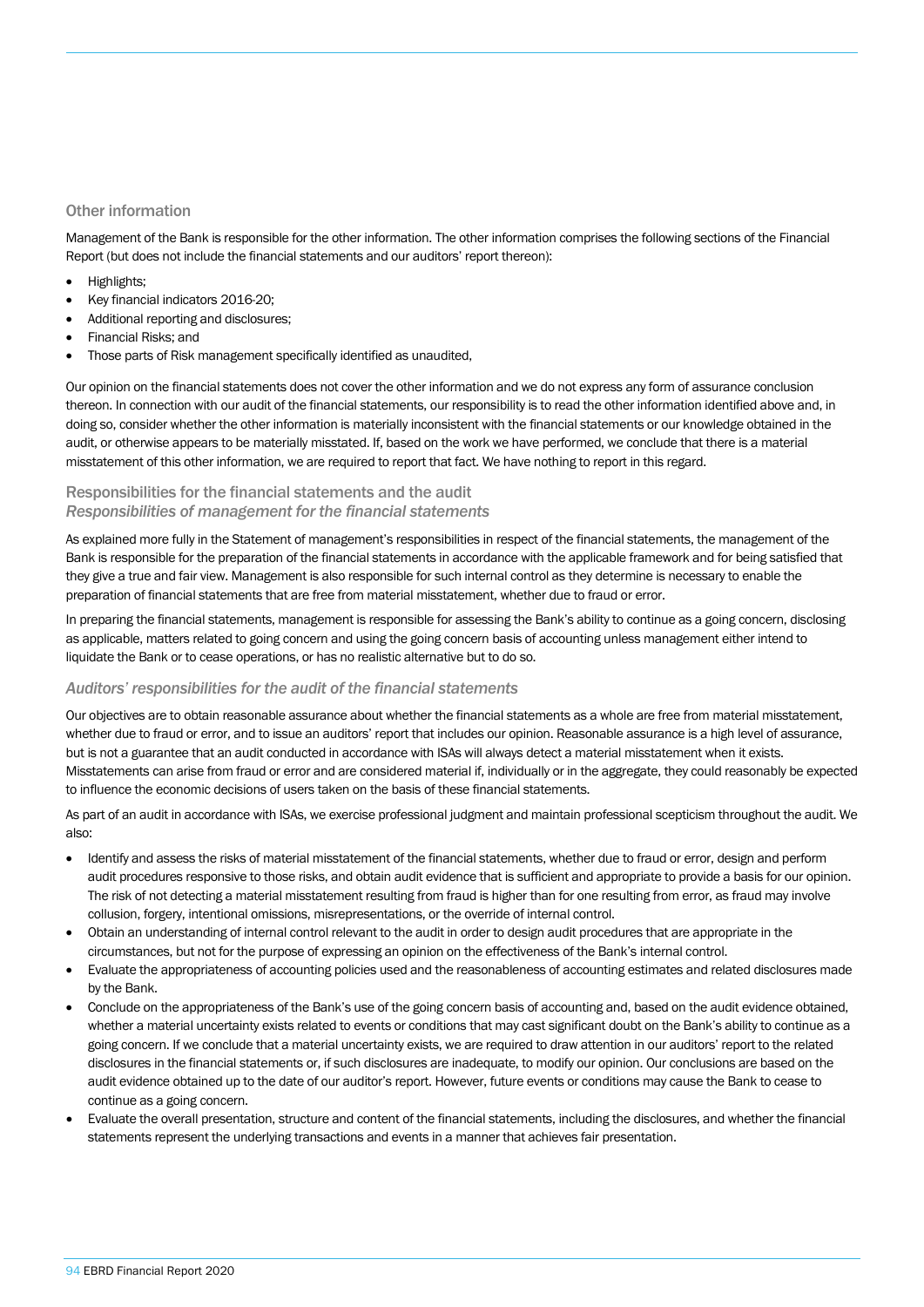## Other information

Management of the Bank is responsible for the other information. The other information comprises the following sections of the Financial Report (but does not include the financial statements and our auditors' report thereon):

- Highlights;
- Key financial indicators 2016-20;
- Additional reporting and disclosures;
- Financial Risks; and
- Those parts of Risk management specifically identified as unaudited,

Our opinion on the financial statements does not cover the other information and we do not express any form of assurance conclusion thereon. In connection with our audit of the financial statements, our responsibility is to read the other information identified above and, in doing so, consider whether the other information is materially inconsistent with the financial statements or our knowledge obtained in the audit, or otherwise appears to be materially misstated. If, based on the work we have performed, we conclude that there is a material misstatement of this other information, we are required to report that fact. We have nothing to report in this regard.

## Responsibilities for the financial statements and the audit

### *Responsibilities of management for the financial statements*

As explained more fully in the Statement of management's responsibilities in respect of the financial statements, the management of the Bank is responsible for the preparation of the financial statements in accordance with the applicable framework and for being satisfied that they give a true and fair view. Management is also responsible for such internal control as they determine is necessary to enable the preparation of financial statements that are free from material misstatement, whether due to fraud or error.

In preparing the financial statements, management is responsible for assessing the Bank's ability to continue as a going concern, disclosing as applicable, matters related to going concern and using the going concern basis of accounting unless management either intend to liquidate the Bank or to cease operations, or has no realistic alternative but to do so.

### *Auditors' responsibilities for the audit of the financial statements*

Our objectives are to obtain reasonable assurance about whether the financial statements as a whole are free from material misstatement, whether due to fraud or error, and to issue an auditors' report that includes our opinion. Reasonable assurance is a high level of assurance, but is not a guarantee that an audit conducted in accordance with ISAs will always detect a material misstatement when it exists. Misstatements can arise from fraud or error and are considered material if, individually or in the aggregate, they could reasonably be expected to influence the economic decisions of users taken on the basis of these financial statements.

As part of an audit in accordance with ISAs, we exercise professional judgment and maintain professional scepticism throughout the audit. We also:

- Identify and assess the risks of material misstatement of the financial statements, whether due to fraud or error, design and perform audit procedures responsive to those risks, and obtain audit evidence that is sufficient and appropriate to provide a basis for our opinion. The risk of not detecting a material misstatement resulting from fraud is higher than for one resulting from error, as fraud may involve collusion, forgery, intentional omissions, misrepresentations, or the override of internal control.
- Obtain an understanding of internal control relevant to the audit in order to design audit procedures that are appropriate in the circumstances, but not for the purpose of expressing an opinion on the effectiveness of the Bank's internal control.
- Evaluate the appropriateness of accounting policies used and the reasonableness of accounting estimates and related disclosures made by the Bank.
- Conclude on the appropriateness of the Bank's use of the going concern basis of accounting and, based on the audit evidence obtained, whether a material uncertainty exists related to events or conditions that may cast significant doubt on the Bank's ability to continue as a going concern. If we conclude that a material uncertainty exists, we are required to draw attention in our auditors' report to the related disclosures in the financial statements or, if such disclosures are inadequate, to modify our opinion. Our conclusions are based on the audit evidence obtained up to the date of our auditor's report. However, future events or conditions may cause the Bank to cease to continue as a going concern.
- Evaluate the overall presentation, structure and content of the financial statements, including the disclosures, and whether the financial statements represent the underlying transactions and events in a manner that achieves fair presentation.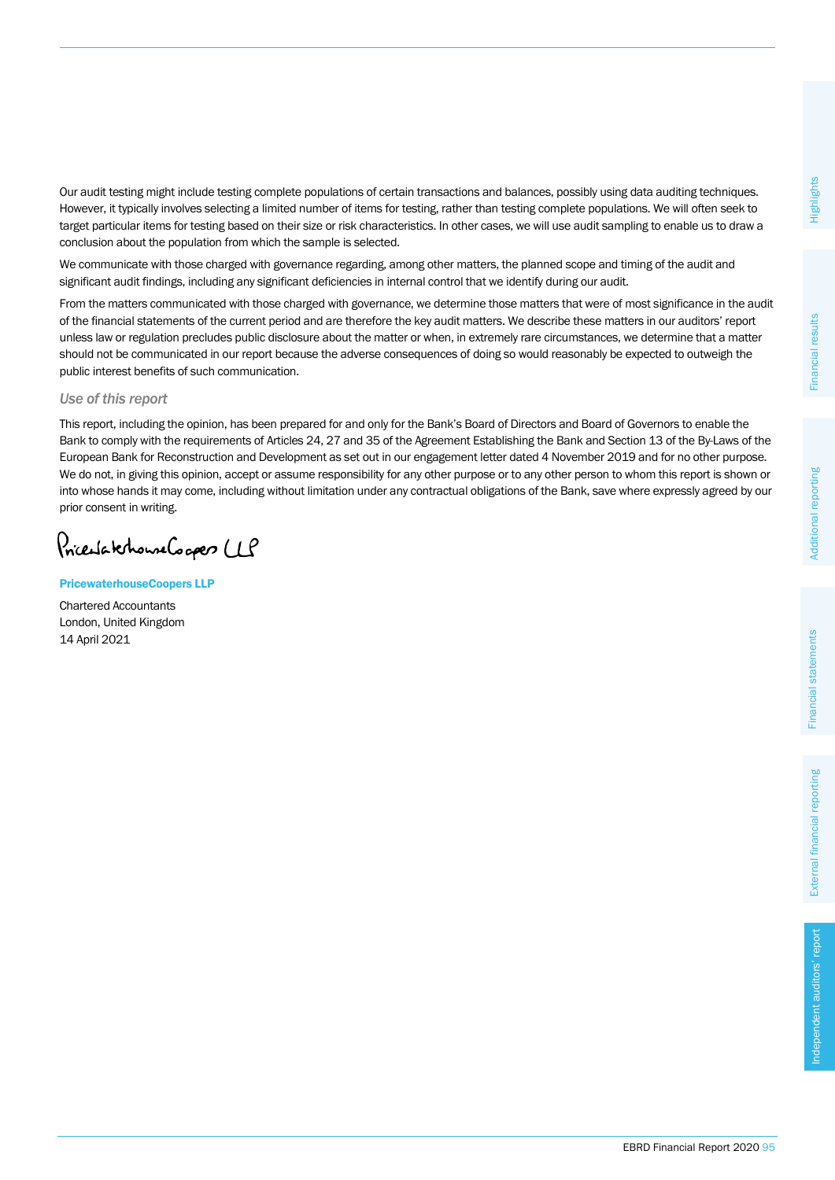Our audit testing might include testing complete populations of certain transactions and balances, possibly using data auditing techniques. However, it typically involves selecting a limited number of items for testing, rather than testing complete populations. We will often seek to target particular items for testing based on their size or risk characteristics. In other cases, we will use audit sampling to enable us to draw a conclusion about the population from which the sample is selected.

We communicate with those charged with governance regarding, among other matters, the planned scope and timing of the audit and significant audit findings, including any significant deficiencies in internal control that we identify during our audit.

From the matters communicated with those charged with governance, we determine those matters that were of most significance in the audit of the financial statements of the current period and are therefore the key audit matters. We describe these matters in our auditors' report unless law or regulation precludes public disclosure about the matter or when, in extremely rare circumstances, we determine that a matter should not be communicated in our report because the adverse consequences of doing so would reasonably be expected to outweigh the public interest benefits of such communication.

*Use of this report*

This report, including the opinion, has been prepared for and only for the Bank's Board of Directors and Board of Governors to enable the Bank to comply with the requirements of Articles 24, 27 and 35 of the Agreement Establishing the Bank and Section 13 of the By-Laws of the European Bank for Reconstruction and Development as set out in our engagement letter dated 4 November 2019 and for no other purpose. We do not, in giving this opinion, accept or assume responsibility for any other purpose or to any other person to whom this report is shown or into whose hands it may come, including without limitation under any contractual obligations of the Bank, save where expressly agreed by our prior consent in writing.

PricewaterhouseCoopers LLP

**PricewaterhouseCoopers LLP**

Chartered Accountants
London, United Kingdom
14 April 2021